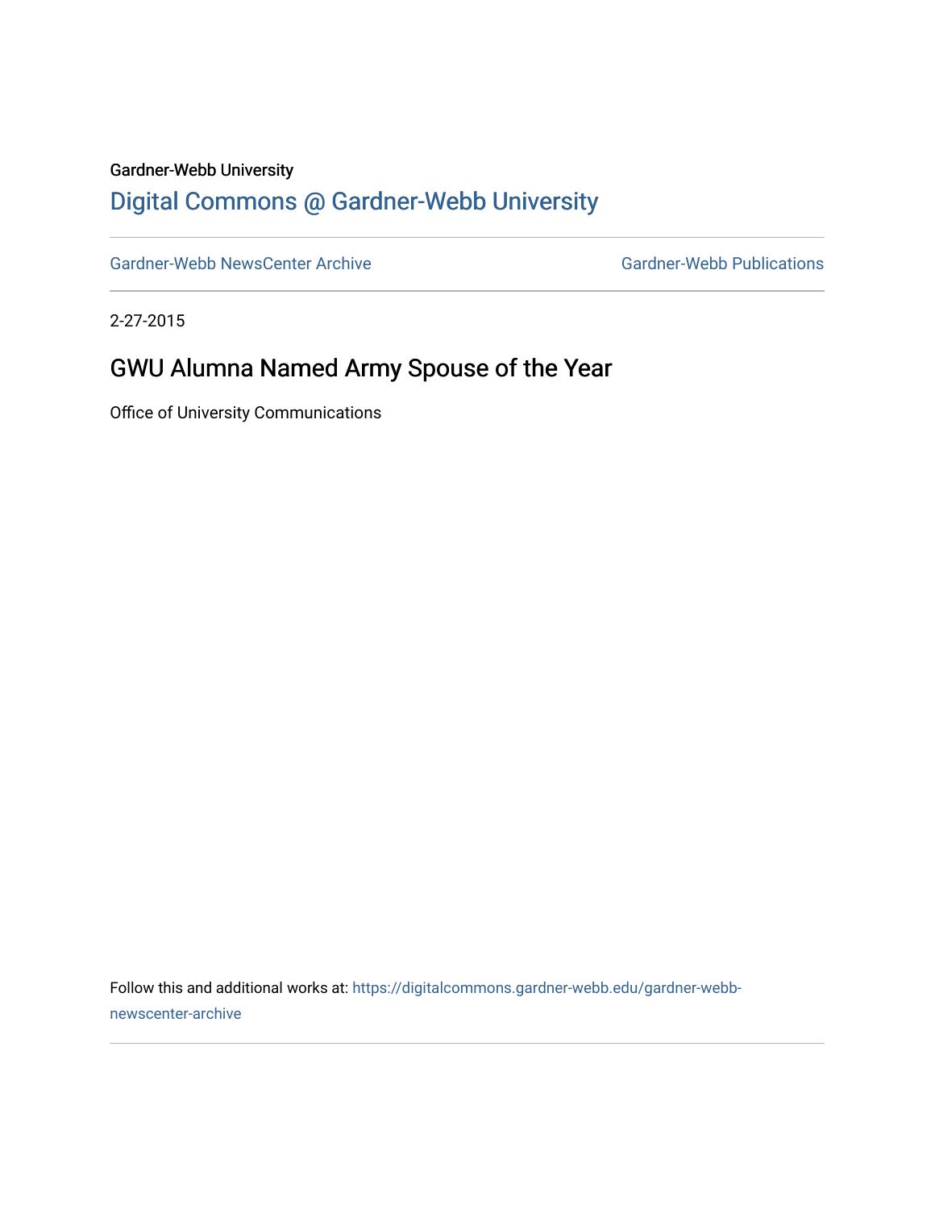Gardner-Webb University

# Digital Commons @ Gardner-Webb University

Gardner-Webb NewsCenter Archive

Gardner-Webb Publications

2-27-2015

## GWU Alumna Named Army Spouse of the Year

Office of University Communications

Follow this and additional works at: https://digitalcommons.gardner-webb.edu/gardner-webb-newscenter-archive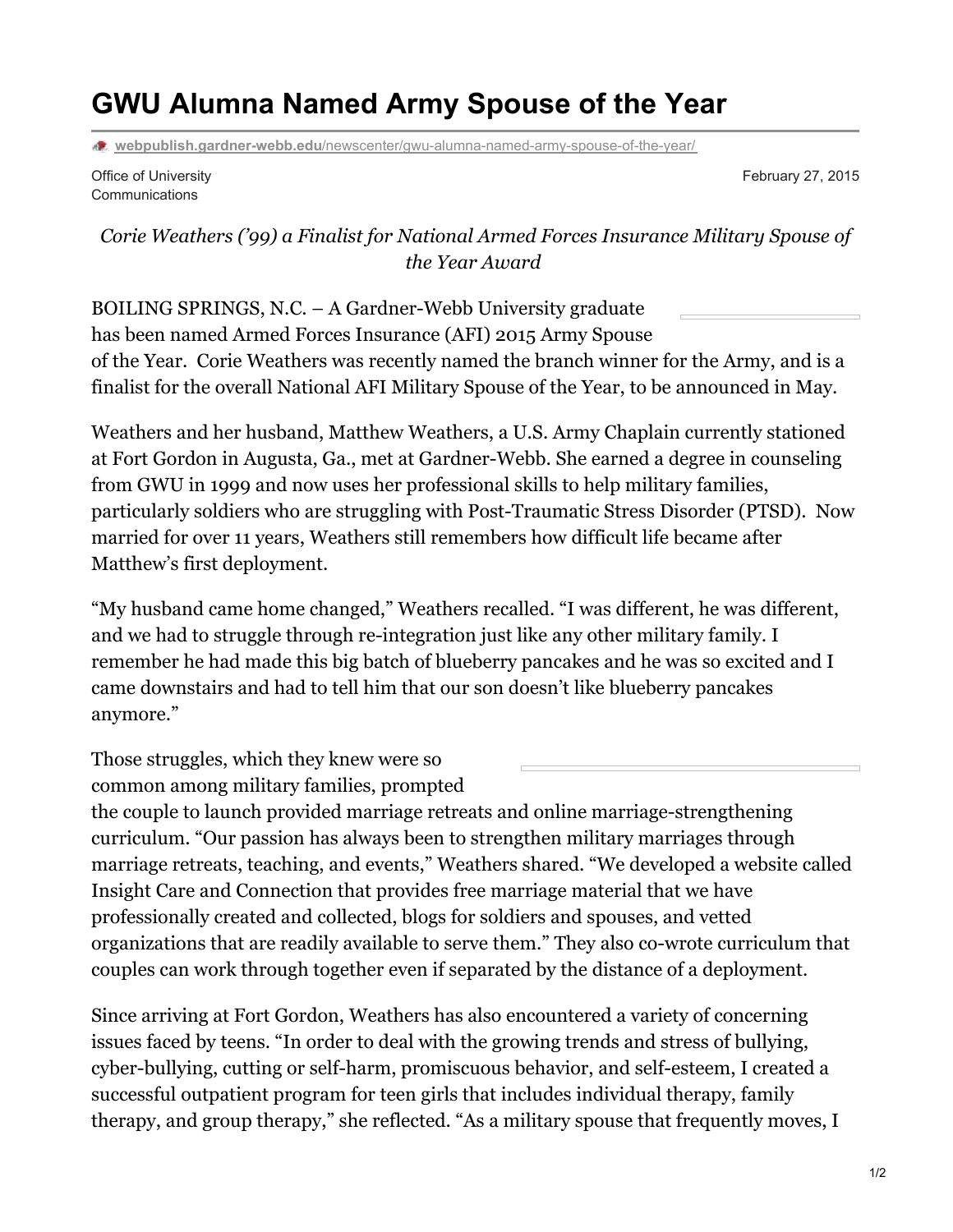# GWU Alumna Named Army Spouse of the Year

webpublish.gardner-webb.edu/newscenter/gwu-alumna-named-army-spouse-of-the-year/

Office of University Communications

February 27, 2015

*Corie Weathers ('99) a Finalist for National Armed Forces Insurance Military Spouse of the Year Award*

BOILING SPRINGS, N.C. – A Gardner-Webb University graduate has been named Armed Forces Insurance (AFI) 2015 Army Spouse of the Year. Corie Weathers was recently named the branch winner for the Army, and is a finalist for the overall National AFI Military Spouse of the Year, to be announced in May.

Weathers and her husband, Matthew Weathers, a U.S. Army Chaplain currently stationed at Fort Gordon in Augusta, Ga., met at Gardner-Webb. She earned a degree in counseling from GWU in 1999 and now uses her professional skills to help military families, particularly soldiers who are struggling with Post-Traumatic Stress Disorder (PTSD). Now married for over 11 years, Weathers still remembers how difficult life became after Matthew's first deployment.

"My husband came home changed," Weathers recalled. "I was different, he was different, and we had to struggle through re-integration just like any other military family. I remember he had made this big batch of blueberry pancakes and he was so excited and I came downstairs and had to tell him that our son doesn't like blueberry pancakes anymore."

Those struggles, which they knew were so common among military families, prompted the couple to launch provided marriage retreats and online marriage-strengthening curriculum. "Our passion has always been to strengthen military marriages through marriage retreats, teaching, and events," Weathers shared. "We developed a website called Insight Care and Connection that provides free marriage material that we have professionally created and collected, blogs for soldiers and spouses, and vetted organizations that are readily available to serve them." They also co-wrote curriculum that couples can work through together even if separated by the distance of a deployment.

Since arriving at Fort Gordon, Weathers has also encountered a variety of concerning issues faced by teens. "In order to deal with the growing trends and stress of bullying, cyber-bullying, cutting or self-harm, promiscuous behavior, and self-esteem, I created a successful outpatient program for teen girls that includes individual therapy, family therapy, and group therapy," she reflected. "As a military spouse that frequently moves, I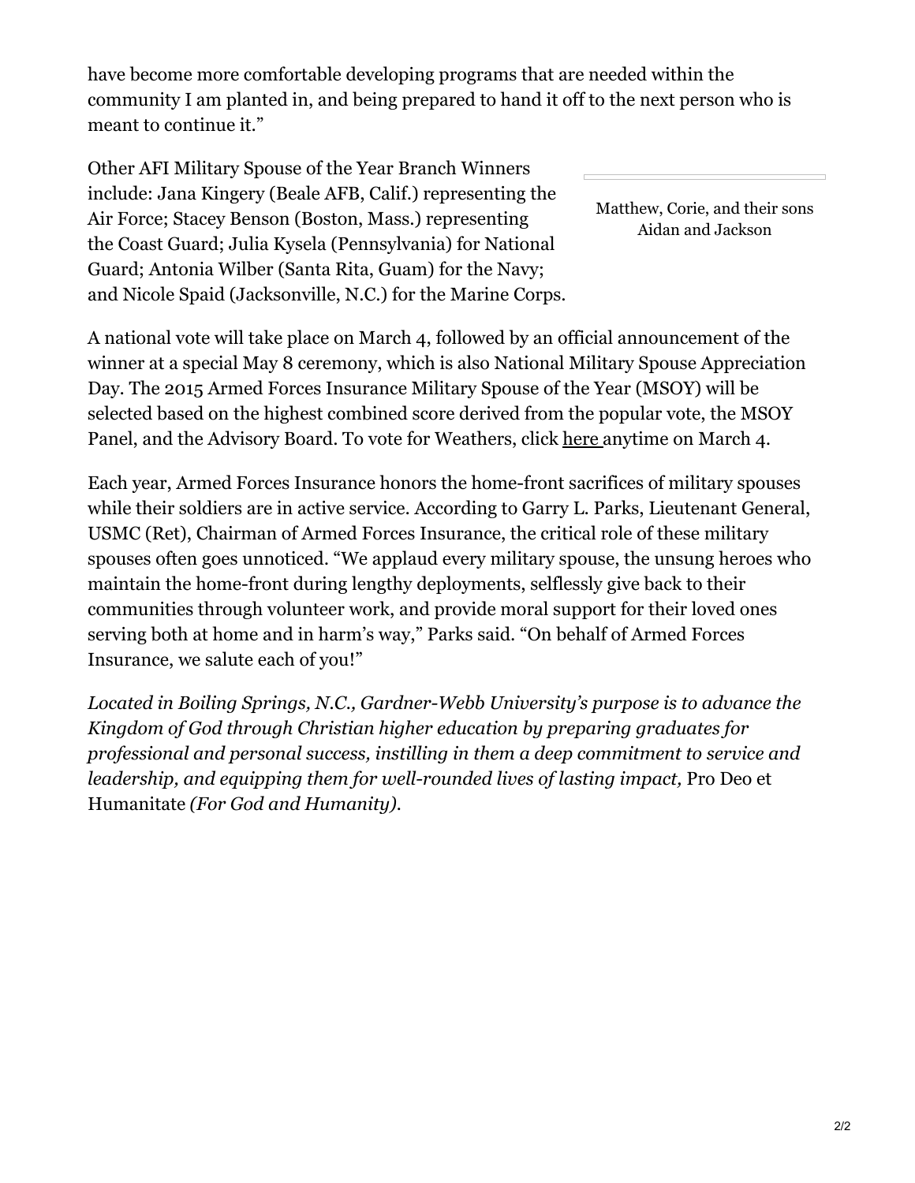have become more comfortable developing programs that are needed within the community I am planted in, and being prepared to hand it off to the next person who is meant to continue it."

Other AFI Military Spouse of the Year Branch Winners include: Jana Kingery (Beale AFB, Calif.) representing the Air Force; Stacey Benson (Boston, Mass.) representing the Coast Guard; Julia Kysela (Pennsylvania) for National Guard; Antonia Wilber (Santa Rita, Guam) for the Navy; and Nicole Spaid (Jacksonville, N.C.) for the Marine Corps.

Matthew, Corie, and their sons Aidan and Jackson

A national vote will take place on March 4, followed by an official announcement of the winner at a special May 8 ceremony, which is also National Military Spouse Appreciation Day. The 2015 Armed Forces Insurance Military Spouse of the Year (MSOY) will be selected based on the highest combined score derived from the popular vote, the MSOY Panel, and the Advisory Board. To vote for Weathers, click here anytime on March 4.

Each year, Armed Forces Insurance honors the home-front sacrifices of military spouses while their soldiers are in active service. According to Garry L. Parks, Lieutenant General, USMC (Ret), Chairman of Armed Forces Insurance, the critical role of these military spouses often goes unnoticed. "We applaud every military spouse, the unsung heroes who maintain the home-front during lengthy deployments, selflessly give back to their communities through volunteer work, and provide moral support for their loved ones serving both at home and in harm's way," Parks said. "On behalf of Armed Forces Insurance, we salute each of you!"

*Located in Boiling Springs, N.C., Gardner-Webb University's purpose is to advance the Kingdom of God through Christian higher education by preparing graduates for professional and personal success, instilling in them a deep commitment to service and leadership, and equipping them for well-rounded lives of lasting impact,* Pro Deo et Humanitate *(For God and Humanity).*